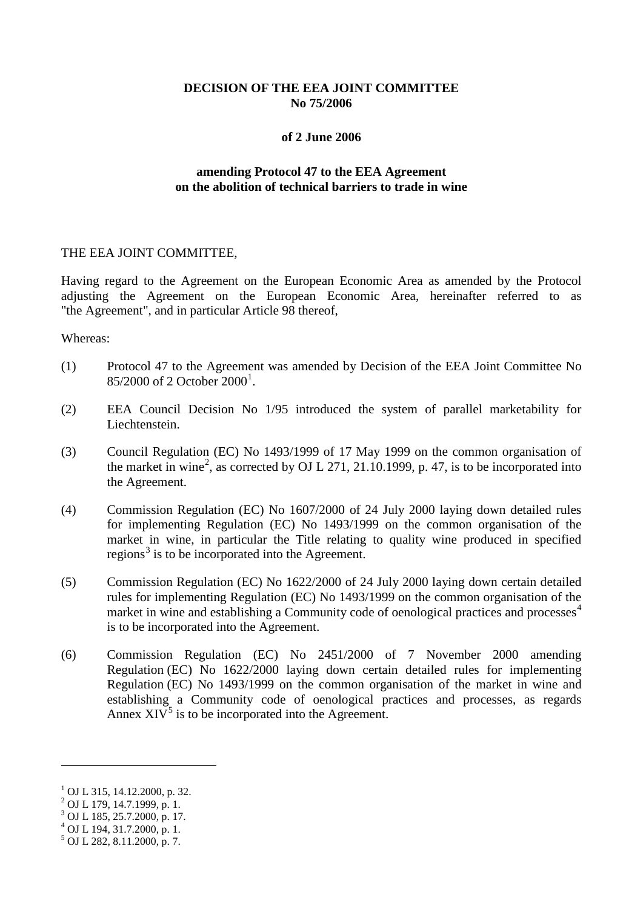**DECISION OF THE EEA JOINT COMMITTEE**
**No 75/2006**

**of 2 June 2006**

**amending Protocol 47 to the EEA Agreement**
**on the abolition of technical barriers to trade in wine**

THE EEA JOINT COMMITTEE,

Having regard to the Agreement on the European Economic Area as amended by the Protocol adjusting the Agreement on the European Economic Area, hereinafter referred to as "the Agreement", and in particular Article 98 thereof,

Whereas:

(1) Protocol 47 to the Agreement was amended by Decision of the EEA Joint Committee No 85/2000 of 2 October 2000[1].

(2) EEA Council Decision No 1/95 introduced the system of parallel marketability for Liechtenstein.

(3) Council Regulation (EC) No 1493/1999 of 17 May 1999 on the common organisation of the market in wine[2], as corrected by OJ L 271, 21.10.1999, p. 47, is to be incorporated into the Agreement.

(4) Commission Regulation (EC) No 1607/2000 of 24 July 2000 laying down detailed rules for implementing Regulation (EC) No 1493/1999 on the common organisation of the market in wine, in particular the Title relating to quality wine produced in specified regions[3] is to be incorporated into the Agreement.

(5) Commission Regulation (EC) No 1622/2000 of 24 July 2000 laying down certain detailed rules for implementing Regulation (EC) No 1493/1999 on the common organisation of the market in wine and establishing a Community code of oenological practices and processes[4] is to be incorporated into the Agreement.

(6) Commission Regulation (EC) No 2451/2000 of 7 November 2000 amending Regulation (EC) No 1622/2000 laying down certain detailed rules for implementing Regulation (EC) No 1493/1999 on the common organisation of the market in wine and establishing a Community code of oenological practices and processes, as regards Annex XIV[5] is to be incorporated into the Agreement.

---

[1] OJ L 315, 14.12.2000, p. 32.
[2] OJ L 179, 14.7.1999, p. 1.
[3] OJ L 185, 25.7.2000, p. 17.
[4] OJ L 194, 31.7.2000, p. 1.
[5] OJ L 282, 8.11.2000, p. 7.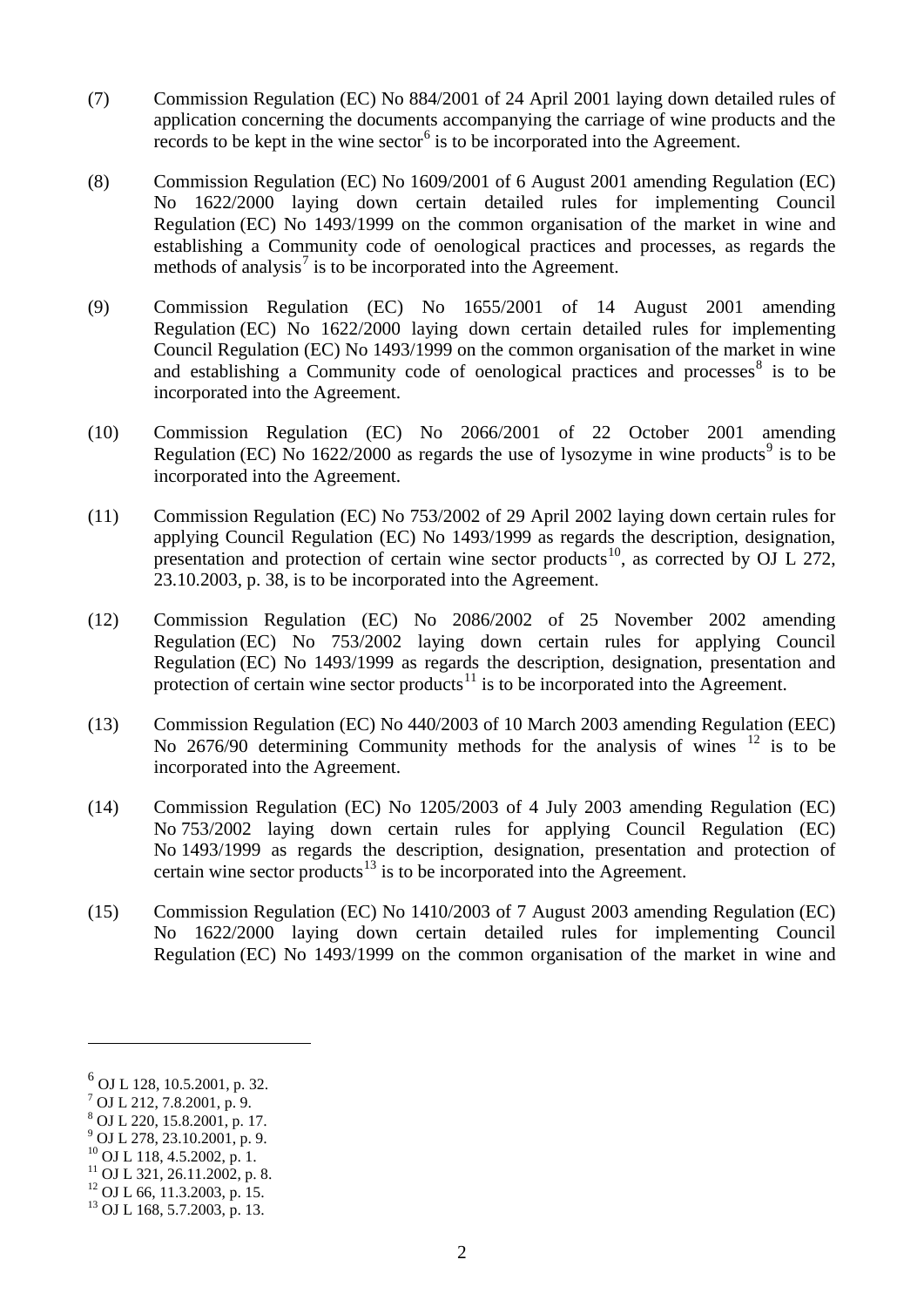(7) Commission Regulation (EC) No 884/2001 of 24 April 2001 laying down detailed rules of application concerning the documents accompanying the carriage of wine products and the records to be kept in the wine sector[6] is to be incorporated into the Agreement.

(8) Commission Regulation (EC) No 1609/2001 of 6 August 2001 amending Regulation (EC) No 1622/2000 laying down certain detailed rules for implementing Council Regulation (EC) No 1493/1999 on the common organisation of the market in wine and establishing a Community code of oenological practices and processes, as regards the methods of analysis[7] is to be incorporated into the Agreement.

(9) Commission Regulation (EC) No 1655/2001 of 14 August 2001 amending Regulation (EC) No 1622/2000 laying down certain detailed rules for implementing Council Regulation (EC) No 1493/1999 on the common organisation of the market in wine and establishing a Community code of oenological practices and processes[8] is to be incorporated into the Agreement.

(10) Commission Regulation (EC) No 2066/2001 of 22 October 2001 amending Regulation (EC) No 1622/2000 as regards the use of lysozyme in wine products[9] is to be incorporated into the Agreement.

(11) Commission Regulation (EC) No 753/2002 of 29 April 2002 laying down certain rules for applying Council Regulation (EC) No 1493/1999 as regards the description, designation, presentation and protection of certain wine sector products[10], as corrected by OJ L 272, 23.10.2003, p. 38, is to be incorporated into the Agreement.

(12) Commission Regulation (EC) No 2086/2002 of 25 November 2002 amending Regulation (EC) No 753/2002 laying down certain rules for applying Council Regulation (EC) No 1493/1999 as regards the description, designation, presentation and protection of certain wine sector products[11] is to be incorporated into the Agreement.

(13) Commission Regulation (EC) No 440/2003 of 10 March 2003 amending Regulation (EEC) No 2676/90 determining Community methods for the analysis of wines [12] is to be incorporated into the Agreement.

(14) Commission Regulation (EC) No 1205/2003 of 4 July 2003 amending Regulation (EC) No 753/2002 laying down certain rules for applying Council Regulation (EC) No 1493/1999 as regards the description, designation, presentation and protection of certain wine sector products[13] is to be incorporated into the Agreement.

(15) Commission Regulation (EC) No 1410/2003 of 7 August 2003 amending Regulation (EC) No 1622/2000 laying down certain detailed rules for implementing Council Regulation (EC) No 1493/1999 on the common organisation of the market in wine and

---

[6] OJ L 128, 10.5.2001, p. 32.
[7] OJ L 212, 7.8.2001, p. 9.
[8] OJ L 220, 15.8.2001, p. 17.
[9] OJ L 278, 23.10.2001, p. 9.
[10] OJ L 118, 4.5.2002, p. 1.
[11] OJ L 321, 26.11.2002, p. 8.
[12] OJ L 66, 11.3.2003, p. 15.
[13] OJ L 168, 5.7.2003, p. 13.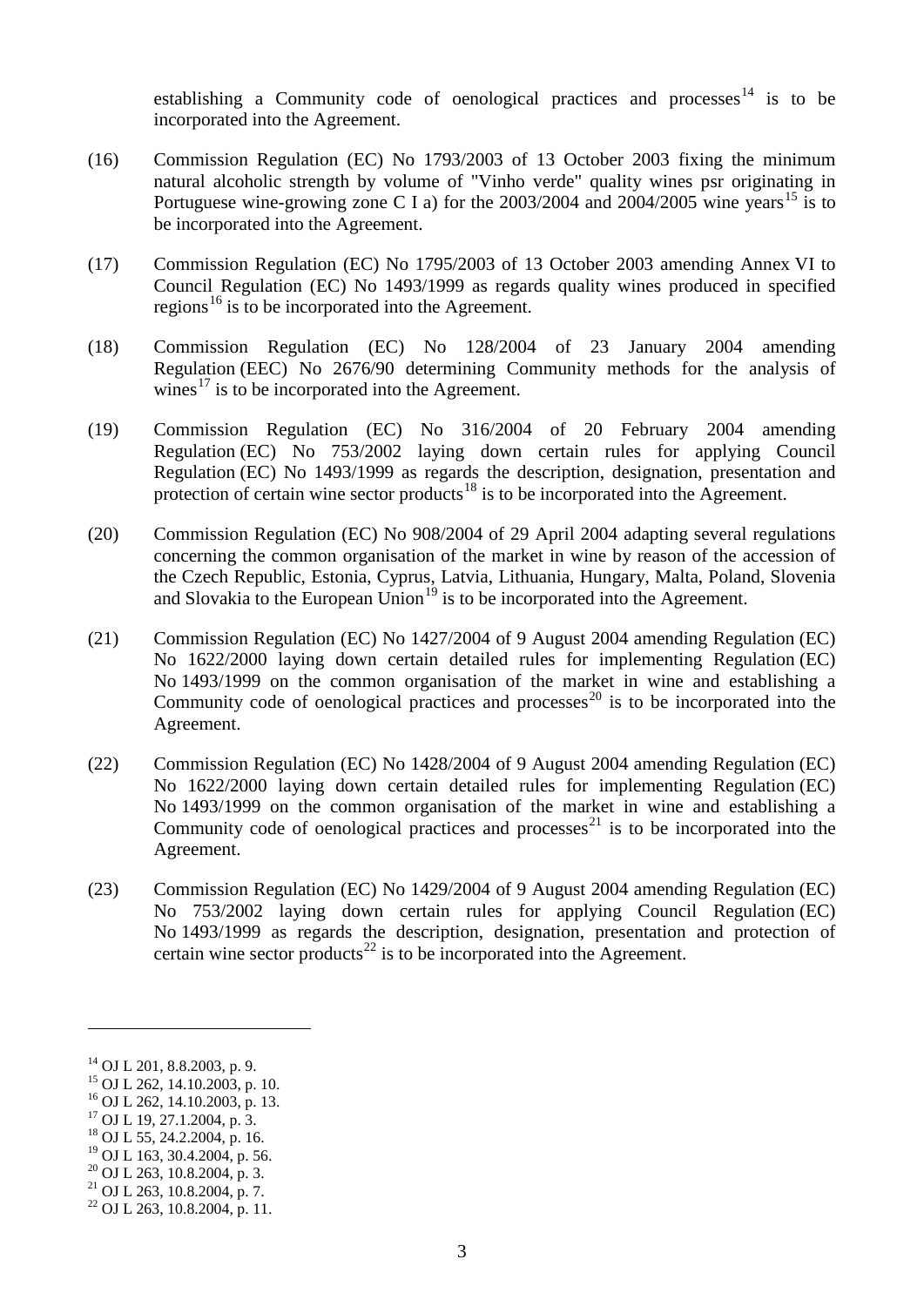establishing a Community code of oenological practices and processes[14] is to be incorporated into the Agreement.

(16) Commission Regulation (EC) No 1793/2003 of 13 October 2003 fixing the minimum natural alcoholic strength by volume of "Vinho verde" quality wines psr originating in Portuguese wine-growing zone C I a) for the 2003/2004 and 2004/2005 wine years[15] is to be incorporated into the Agreement.

(17) Commission Regulation (EC) No 1795/2003 of 13 October 2003 amending Annex VI to Council Regulation (EC) No 1493/1999 as regards quality wines produced in specified regions[16] is to be incorporated into the Agreement.

(18) Commission Regulation (EC) No 128/2004 of 23 January 2004 amending Regulation (EEC) No 2676/90 determining Community methods for the analysis of wines[17] is to be incorporated into the Agreement.

(19) Commission Regulation (EC) No 316/2004 of 20 February 2004 amending Regulation (EC) No 753/2002 laying down certain rules for applying Council Regulation (EC) No 1493/1999 as regards the description, designation, presentation and protection of certain wine sector products[18] is to be incorporated into the Agreement.

(20) Commission Regulation (EC) No 908/2004 of 29 April 2004 adapting several regulations concerning the common organisation of the market in wine by reason of the accession of the Czech Republic, Estonia, Cyprus, Latvia, Lithuania, Hungary, Malta, Poland, Slovenia and Slovakia to the European Union[19] is to be incorporated into the Agreement.

(21) Commission Regulation (EC) No 1427/2004 of 9 August 2004 amending Regulation (EC) No 1622/2000 laying down certain detailed rules for implementing Regulation (EC) No 1493/1999 on the common organisation of the market in wine and establishing a Community code of oenological practices and processes[20] is to be incorporated into the Agreement.

(22) Commission Regulation (EC) No 1428/2004 of 9 August 2004 amending Regulation (EC) No 1622/2000 laying down certain detailed rules for implementing Regulation (EC) No 1493/1999 on the common organisation of the market in wine and establishing a Community code of oenological practices and processes[21] is to be incorporated into the Agreement.

(23) Commission Regulation (EC) No 1429/2004 of 9 August 2004 amending Regulation (EC) No 753/2002 laying down certain rules for applying Council Regulation (EC) No 1493/1999 as regards the description, designation, presentation and protection of certain wine sector products[22] is to be incorporated into the Agreement.

---

[14] OJ L 201, 8.8.2003, p. 9.
[15] OJ L 262, 14.10.2003, p. 10.
[16] OJ L 262, 14.10.2003, p. 13.
[17] OJ L 19, 27.1.2004, p. 3.
[18] OJ L 55, 24.2.2004, p. 16.
[19] OJ L 163, 30.4.2004, p. 56.
[20] OJ L 263, 10.8.2004, p. 3.
[21] OJ L 263, 10.8.2004, p. 7.
[22] OJ L 263, 10.8.2004, p. 11.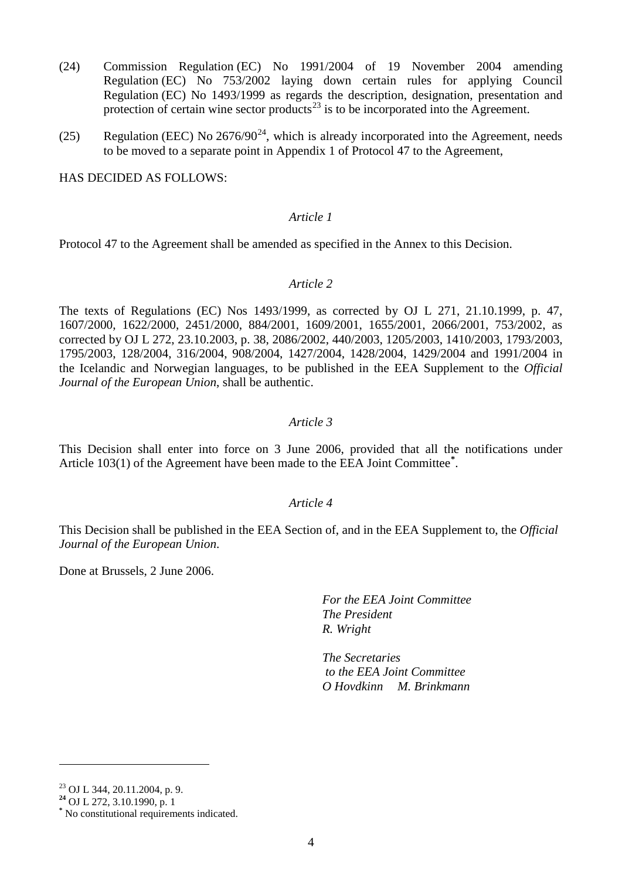(24) Commission Regulation (EC) No 1991/2004 of 19 November 2004 amending Regulation (EC) No 753/2002 laying down certain rules for applying Council Regulation (EC) No 1493/1999 as regards the description, designation, presentation and protection of certain wine sector products[23] is to be incorporated into the Agreement.

(25) Regulation (EEC) No 2676/90[24], which is already incorporated into the Agreement, needs to be moved to a separate point in Appendix 1 of Protocol 47 to the Agreement,

HAS DECIDED AS FOLLOWS:

*Article 1*

Protocol 47 to the Agreement shall be amended as specified in the Annex to this Decision.

*Article 2*

The texts of Regulations (EC) Nos 1493/1999, as corrected by OJ L 271, 21.10.1999, p. 47, 1607/2000, 1622/2000, 2451/2000, 884/2001, 1609/2001, 1655/2001, 2066/2001, 753/2002, as corrected by OJ L 272, 23.10.2003, p. 38, 2086/2002, 440/2003, 1205/2003, 1410/2003, 1793/2003, 1795/2003, 128/2004, 316/2004, 908/2004, 1427/2004, 1428/2004, 1429/2004 and 1991/2004 in the Icelandic and Norwegian languages, to be published in the EEA Supplement to the *Official Journal of the European Union*, shall be authentic.

*Article 3*

This Decision shall enter into force on 3 June 2006, provided that all the notifications under Article 103(1) of the Agreement have been made to the EEA Joint Committee[*].

*Article 4*

This Decision shall be published in the EEA Section of, and in the EEA Supplement to, the *Official Journal of the European Union*.

Done at Brussels, 2 June 2006.

*For the EEA Joint Committee*
*The President*
*R. Wright*

*The Secretaries*
*to the EEA Joint Committee*
*O Hovdkinn M. Brinkmann*

---

[23] OJ L 344, 20.11.2004, p. 9.

[24] OJ L 272, 3.10.1990, p. 1

[*] No constitutional requirements indicated.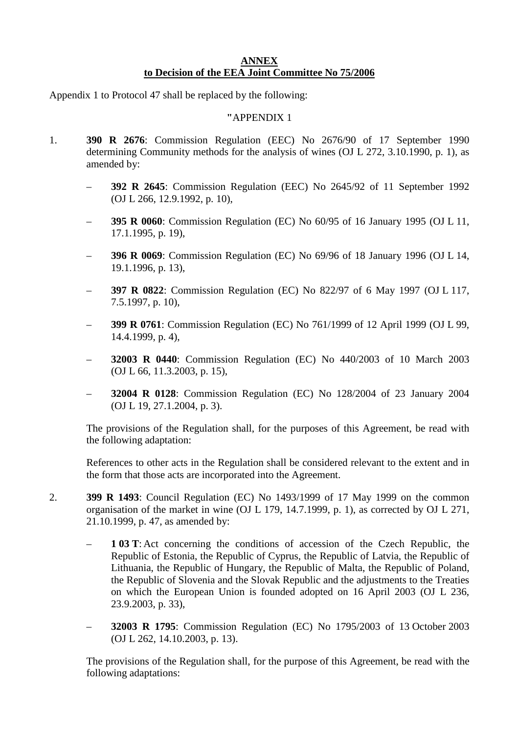**ANNEX**
**to Decision of the EEA Joint Committee No 75/2006**

Appendix 1 to Protocol 47 shall be replaced by the following:

"APPENDIX 1

1. **390 R 2676**: Commission Regulation (EEC) No 2676/90 of 17 September 1990 determining Community methods for the analysis of wines (OJ L 272, 3.10.1990, p. 1), as amended by:

   – **392 R 2645**: Commission Regulation (EEC) No 2645/92 of 11 September 1992 (OJ L 266, 12.9.1992, p. 10),

   – **395 R 0060**: Commission Regulation (EC) No 60/95 of 16 January 1995 (OJ L 11, 17.1.1995, p. 19),

   – **396 R 0069**: Commission Regulation (EC) No 69/96 of 18 January 1996 (OJ L 14, 19.1.1996, p. 13),

   – **397 R 0822**: Commission Regulation (EC) No 822/97 of 6 May 1997 (OJ L 117, 7.5.1997, p. 10),

   – **399 R 0761**: Commission Regulation (EC) No 761/1999 of 12 April 1999 (OJ L 99, 14.4.1999, p. 4),

   – **32003 R 0440**: Commission Regulation (EC) No 440/2003 of 10 March 2003 (OJ L 66, 11.3.2003, p. 15),

   – **32004 R 0128**: Commission Regulation (EC) No 128/2004 of 23 January 2004 (OJ L 19, 27.1.2004, p. 3).

   The provisions of the Regulation shall, for the purposes of this Agreement, be read with the following adaptation:

   References to other acts in the Regulation shall be considered relevant to the extent and in the form that those acts are incorporated into the Agreement.

2. **399 R 1493**: Council Regulation (EC) No 1493/1999 of 17 May 1999 on the common organisation of the market in wine (OJ L 179, 14.7.1999, p. 1), as corrected by OJ L 271, 21.10.1999, p. 47, as amended by:

   – **1 03 T**: Act concerning the conditions of accession of the Czech Republic, the Republic of Estonia, the Republic of Cyprus, the Republic of Latvia, the Republic of Lithuania, the Republic of Hungary, the Republic of Malta, the Republic of Poland, the Republic of Slovenia and the Slovak Republic and the adjustments to the Treaties on which the European Union is founded adopted on 16 April 2003 (OJ L 236, 23.9.2003, p. 33),

   – **32003 R 1795**: Commission Regulation (EC) No 1795/2003 of 13 October 2003 (OJ L 262, 14.10.2003, p. 13).

   The provisions of the Regulation shall, for the purpose of this Agreement, be read with the following adaptations: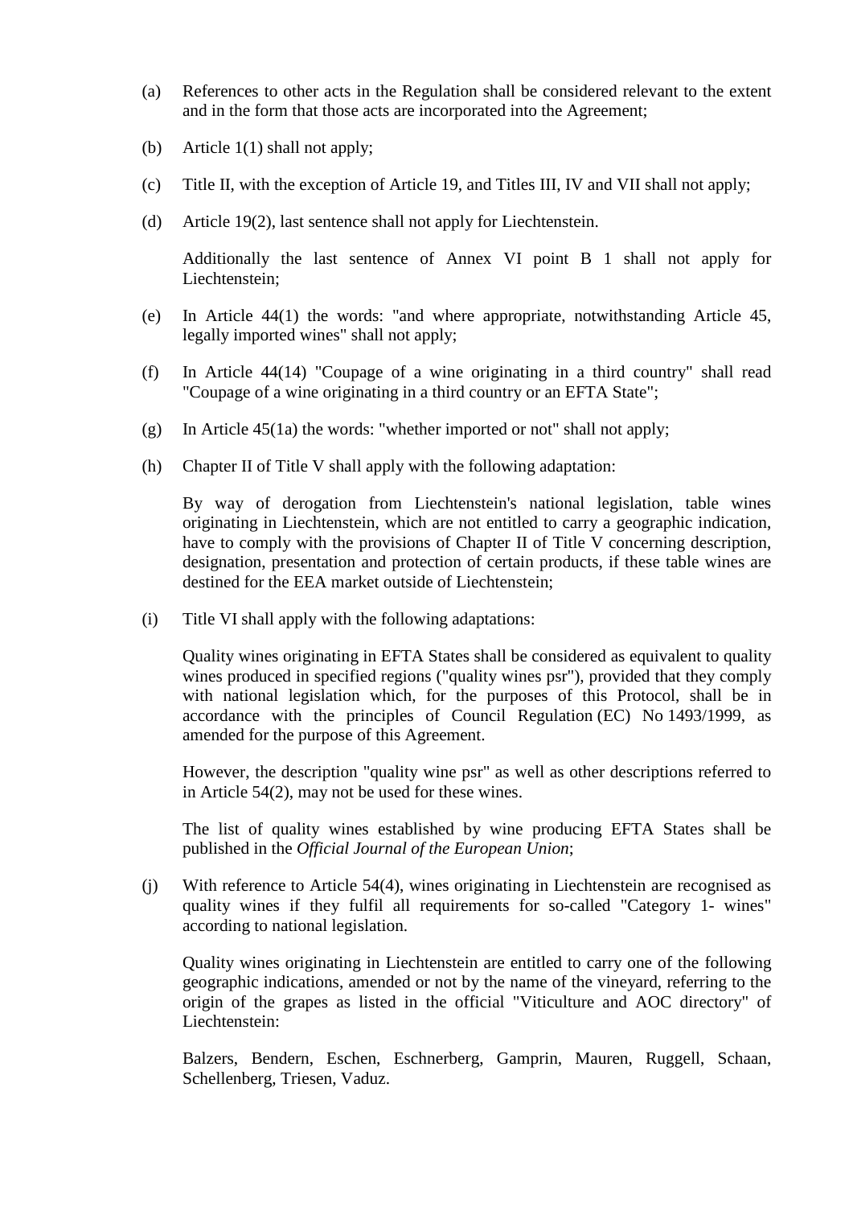(a) References to other acts in the Regulation shall be considered relevant to the extent and in the form that those acts are incorporated into the Agreement;

(b) Article 1(1) shall not apply;

(c) Title II, with the exception of Article 19, and Titles III, IV and VII shall not apply;

(d) Article 19(2), last sentence shall not apply for Liechtenstein.

Additionally the last sentence of Annex VI point B 1 shall not apply for Liechtenstein;

(e) In Article 44(1) the words: "and where appropriate, notwithstanding Article 45, legally imported wines" shall not apply;

(f) In Article 44(14) "Coupage of a wine originating in a third country" shall read "Coupage of a wine originating in a third country or an EFTA State";

(g) In Article 45(1a) the words: "whether imported or not" shall not apply;

(h) Chapter II of Title V shall apply with the following adaptation:

By way of derogation from Liechtenstein's national legislation, table wines originating in Liechtenstein, which are not entitled to carry a geographic indication, have to comply with the provisions of Chapter II of Title V concerning description, designation, presentation and protection of certain products, if these table wines are destined for the EEA market outside of Liechtenstein;

(i) Title VI shall apply with the following adaptations:

Quality wines originating in EFTA States shall be considered as equivalent to quality wines produced in specified regions ("quality wines psr"), provided that they comply with national legislation which, for the purposes of this Protocol, shall be in accordance with the principles of Council Regulation (EC) No 1493/1999, as amended for the purpose of this Agreement.

However, the description "quality wine psr" as well as other descriptions referred to in Article 54(2), may not be used for these wines.

The list of quality wines established by wine producing EFTA States shall be published in the *Official Journal of the European Union*;

(j) With reference to Article 54(4), wines originating in Liechtenstein are recognised as quality wines if they fulfil all requirements for so-called "Category 1- wines" according to national legislation.

Quality wines originating in Liechtenstein are entitled to carry one of the following geographic indications, amended or not by the name of the vineyard, referring to the origin of the grapes as listed in the official "Viticulture and AOC directory" of Liechtenstein:

Balzers, Bendern, Eschen, Eschnerberg, Gamprin, Mauren, Ruggell, Schaan, Schellenberg, Triesen, Vaduz.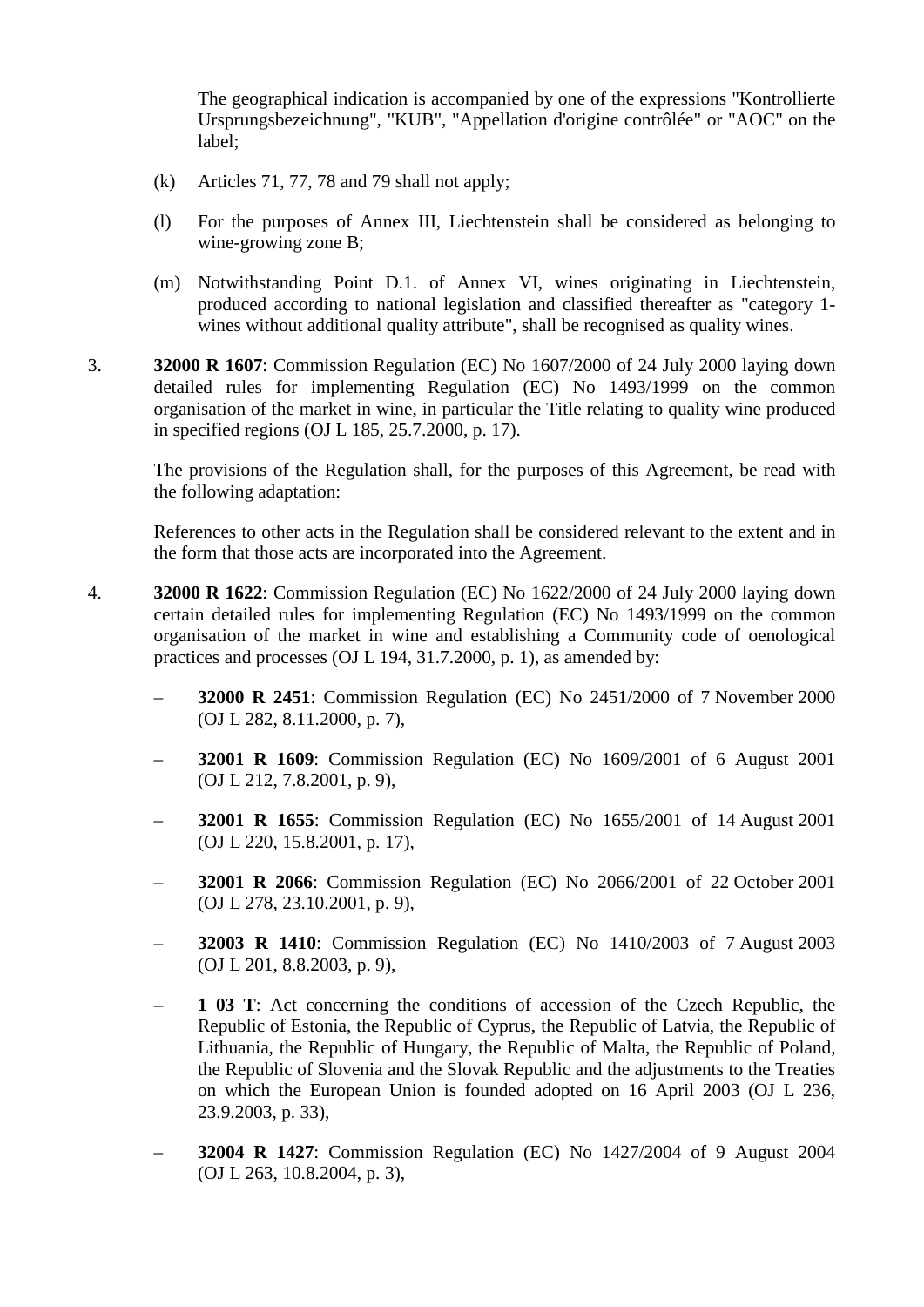The geographical indication is accompanied by one of the expressions "Kontrollierte Ursprungsbezeichnung", "KUB", "Appellation d'origine contrôlée" or "AOC" on the label;

(k) Articles 71, 77, 78 and 79 shall not apply;

(l) For the purposes of Annex III, Liechtenstein shall be considered as belonging to wine-growing zone B;

(m) Notwithstanding Point D.1. of Annex VI, wines originating in Liechtenstein, produced according to national legislation and classified thereafter as "category 1-wines without additional quality attribute", shall be recognised as quality wines.

3. **32000 R 1607**: Commission Regulation (EC) No 1607/2000 of 24 July 2000 laying down detailed rules for implementing Regulation (EC) No 1493/1999 on the common organisation of the market in wine, in particular the Title relating to quality wine produced in specified regions (OJ L 185, 25.7.2000, p. 17).

   The provisions of the Regulation shall, for the purposes of this Agreement, be read with the following adaptation:

   References to other acts in the Regulation shall be considered relevant to the extent and in the form that those acts are incorporated into the Agreement.

4. **32000 R 1622**: Commission Regulation (EC) No 1622/2000 of 24 July 2000 laying down certain detailed rules for implementing Regulation (EC) No 1493/1999 on the common organisation of the market in wine and establishing a Community code of oenological practices and processes (OJ L 194, 31.7.2000, p. 1), as amended by:

   – **32000 R 2451**: Commission Regulation (EC) No 2451/2000 of 7 November 2000 (OJ L 282, 8.11.2000, p. 7),

   – **32001 R 1609**: Commission Regulation (EC) No 1609/2001 of 6 August 2001 (OJ L 212, 7.8.2001, p. 9),

   – **32001 R 1655**: Commission Regulation (EC) No 1655/2001 of 14 August 2001 (OJ L 220, 15.8.2001, p. 17),

   – **32001 R 2066**: Commission Regulation (EC) No 2066/2001 of 22 October 2001 (OJ L 278, 23.10.2001, p. 9),

   – **32003 R 1410**: Commission Regulation (EC) No 1410/2003 of 7 August 2003 (OJ L 201, 8.8.2003, p. 9),

   – **1 03 T**: Act concerning the conditions of accession of the Czech Republic, the Republic of Estonia, the Republic of Cyprus, the Republic of Latvia, the Republic of Lithuania, the Republic of Hungary, the Republic of Malta, the Republic of Poland, the Republic of Slovenia and the Slovak Republic and the adjustments to the Treaties on which the European Union is founded adopted on 16 April 2003 (OJ L 236, 23.9.2003, p. 33),

   – **32004 R 1427**: Commission Regulation (EC) No 1427/2004 of 9 August 2004 (OJ L 263, 10.8.2004, p. 3),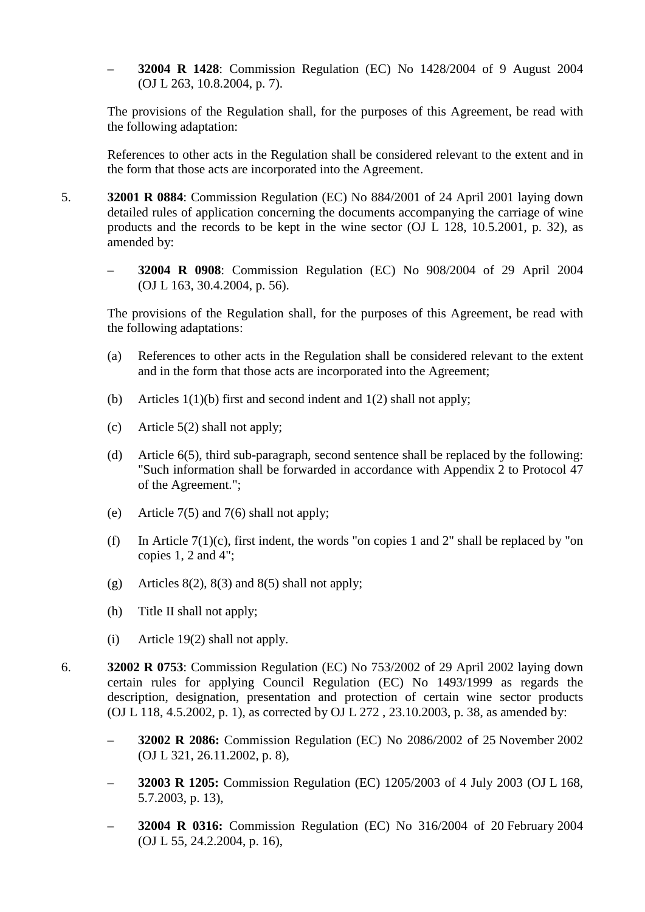– **32004 R 1428**: Commission Regulation (EC) No 1428/2004 of 9 August 2004 (OJ L 263, 10.8.2004, p. 7).

The provisions of the Regulation shall, for the purposes of this Agreement, be read with the following adaptation:

References to other acts in the Regulation shall be considered relevant to the extent and in the form that those acts are incorporated into the Agreement.

5. **32001 R 0884**: Commission Regulation (EC) No 884/2001 of 24 April 2001 laying down detailed rules of application concerning the documents accompanying the carriage of wine products and the records to be kept in the wine sector (OJ L 128, 10.5.2001, p. 32), as amended by:

   – **32004 R 0908**: Commission Regulation (EC) No 908/2004 of 29 April 2004 (OJ L 163, 30.4.2004, p. 56).

   The provisions of the Regulation shall, for the purposes of this Agreement, be read with the following adaptations:

   (a) References to other acts in the Regulation shall be considered relevant to the extent and in the form that those acts are incorporated into the Agreement;

   (b) Articles 1(1)(b) first and second indent and 1(2) shall not apply;

   (c) Article 5(2) shall not apply;

   (d) Article 6(5), third sub-paragraph, second sentence shall be replaced by the following: "Such information shall be forwarded in accordance with Appendix 2 to Protocol 47 of the Agreement.";

   (e) Article 7(5) and 7(6) shall not apply;

   (f) In Article 7(1)(c), first indent, the words "on copies 1 and 2" shall be replaced by "on copies 1, 2 and 4";

   (g) Articles 8(2), 8(3) and 8(5) shall not apply;

   (h) Title II shall not apply;

   (i) Article 19(2) shall not apply.

6. **32002 R 0753**: Commission Regulation (EC) No 753/2002 of 29 April 2002 laying down certain rules for applying Council Regulation (EC) No 1493/1999 as regards the description, designation, presentation and protection of certain wine sector products (OJ L 118, 4.5.2002, p. 1), as corrected by OJ L 272 , 23.10.2003, p. 38, as amended by:

   – **32002 R 2086:** Commission Regulation (EC) No 2086/2002 of 25 November 2002 (OJ L 321, 26.11.2002, p. 8),

   – **32003 R 1205:** Commission Regulation (EC) 1205/2003 of 4 July 2003 (OJ L 168, 5.7.2003, p. 13),

   – **32004 R 0316:** Commission Regulation (EC) No 316/2004 of 20 February 2004 (OJ L 55, 24.2.2004, p. 16),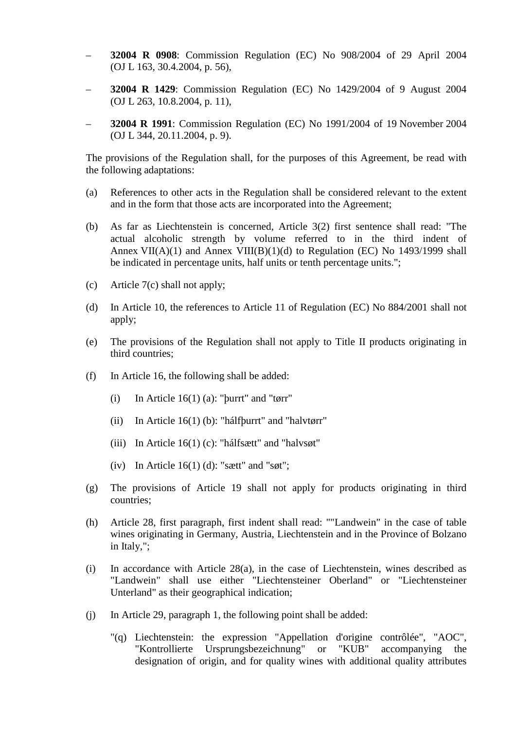– **32004 R 0908**: Commission Regulation (EC) No 908/2004 of 29 April 2004 (OJ L 163, 30.4.2004, p. 56),

– **32004 R 1429**: Commission Regulation (EC) No 1429/2004 of 9 August 2004 (OJ L 263, 10.8.2004, p. 11),

– **32004 R 1991**: Commission Regulation (EC) No 1991/2004 of 19 November 2004 (OJ L 344, 20.11.2004, p. 9).

The provisions of the Regulation shall, for the purposes of this Agreement, be read with the following adaptations:

(a) References to other acts in the Regulation shall be considered relevant to the extent and in the form that those acts are incorporated into the Agreement;

(b) As far as Liechtenstein is concerned, Article 3(2) first sentence shall read: "The actual alcoholic strength by volume referred to in the third indent of Annex VII(A)(1) and Annex VIII(B)(1)(d) to Regulation (EC) No 1493/1999 shall be indicated in percentage units, half units or tenth percentage units.";

(c) Article 7(c) shall not apply;

(d) In Article 10, the references to Article 11 of Regulation (EC) No 884/2001 shall not apply;

(e) The provisions of the Regulation shall not apply to Title II products originating in third countries;

(f) In Article 16, the following shall be added:

(i) In Article 16(1) (a): "þurrt" and "tørr"

(ii) In Article 16(1) (b): "hálfþurrt" and "halvtørr"

(iii) In Article 16(1) (c): "hálfsætt" and "halvsøt"

(iv) In Article 16(1) (d): "sætt" and "søt";

(g) The provisions of Article 19 shall not apply for products originating in third countries;

(h) Article 28, first paragraph, first indent shall read: ""Landwein" in the case of table wines originating in Germany, Austria, Liechtenstein and in the Province of Bolzano in Italy,";

(i) In accordance with Article 28(a), in the case of Liechtenstein, wines described as "Landwein" shall use either "Liechtensteiner Oberland" or "Liechtensteiner Unterland" as their geographical indication;

(j) In Article 29, paragraph 1, the following point shall be added:

"(q) Liechtenstein: the expression "Appellation d'origine contrôlée", "AOC", "Kontrollierte Ursprungsbezeichnung" or "KUB" accompanying the designation of origin, and for quality wines with additional quality attributes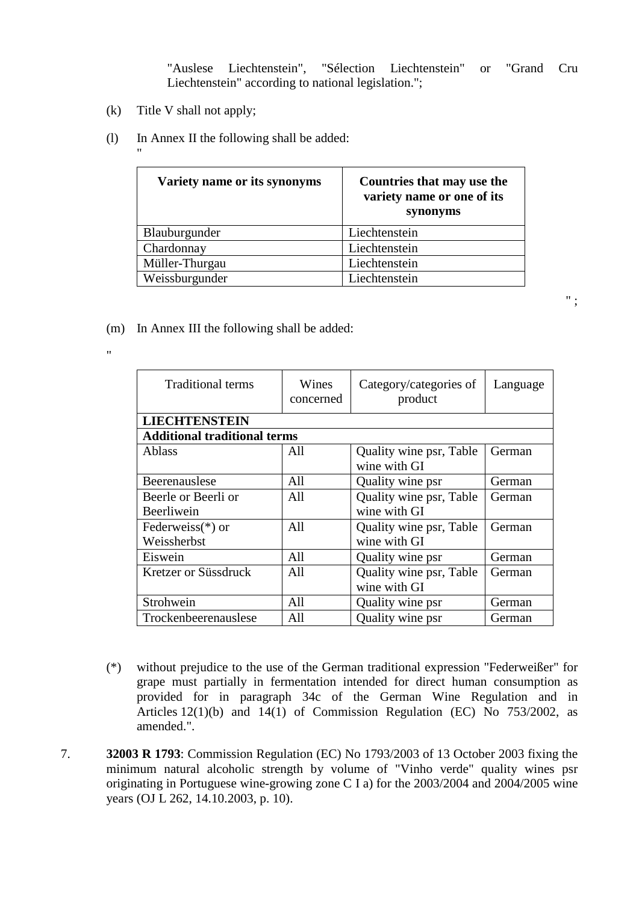"Auslese Liechtenstein", "Sélection Liechtenstein" or "Grand Cru Liechtenstein" according to national legislation.";

(k) Title V shall not apply;

(l) In Annex II the following shall be added:

"

| **Variety name or its synonyms** | **Countries that may use the variety name or one of its synonyms** |
|---|---|
| Blauburgunder | Liechtenstein |
| Chardonnay | Liechtenstein |
| Müller-Thurgau | Liechtenstein |
| Weissburgunder | Liechtenstein |

" ;

(m) In Annex III the following shall be added:

"

| Traditional terms | Wines concerned | Category/categories of product | Language |
|---|---|---|---|
| **LIECHTENSTEIN** | | | |
| **Additional traditional terms** | | | |
| Ablass | All | Quality wine psr, Table wine with GI | German |
| Beerenauslese | All | Quality wine psr | German |
| Beerle or Beerli or Beerliwein | All | Quality wine psr, Table wine with GI | German |
| Federweiss(*) or Weissherbst | All | Quality wine psr, Table wine with GI | German |
| Eiswein | All | Quality wine psr | German |
| Kretzer or Süssdruck | All | Quality wine psr, Table wine with GI | German |
| Strohwein | All | Quality wine psr | German |
| Trockenbeerenauslese | All | Quality wine psr | German |

(*) without prejudice to the use of the German traditional expression "Federweißer" for grape must partially in fermentation intended for direct human consumption as provided for in paragraph 34c of the German Wine Regulation and in Articles 12(1)(b) and 14(1) of Commission Regulation (EC) No 753/2002, as amended.".

7. **32003 R 1793**: Commission Regulation (EC) No 1793/2003 of 13 October 2003 fixing the minimum natural alcoholic strength by volume of "Vinho verde" quality wines psr originating in Portuguese wine-growing zone C I a) for the 2003/2004 and 2004/2005 wine years (OJ L 262, 14.10.2003, p. 10).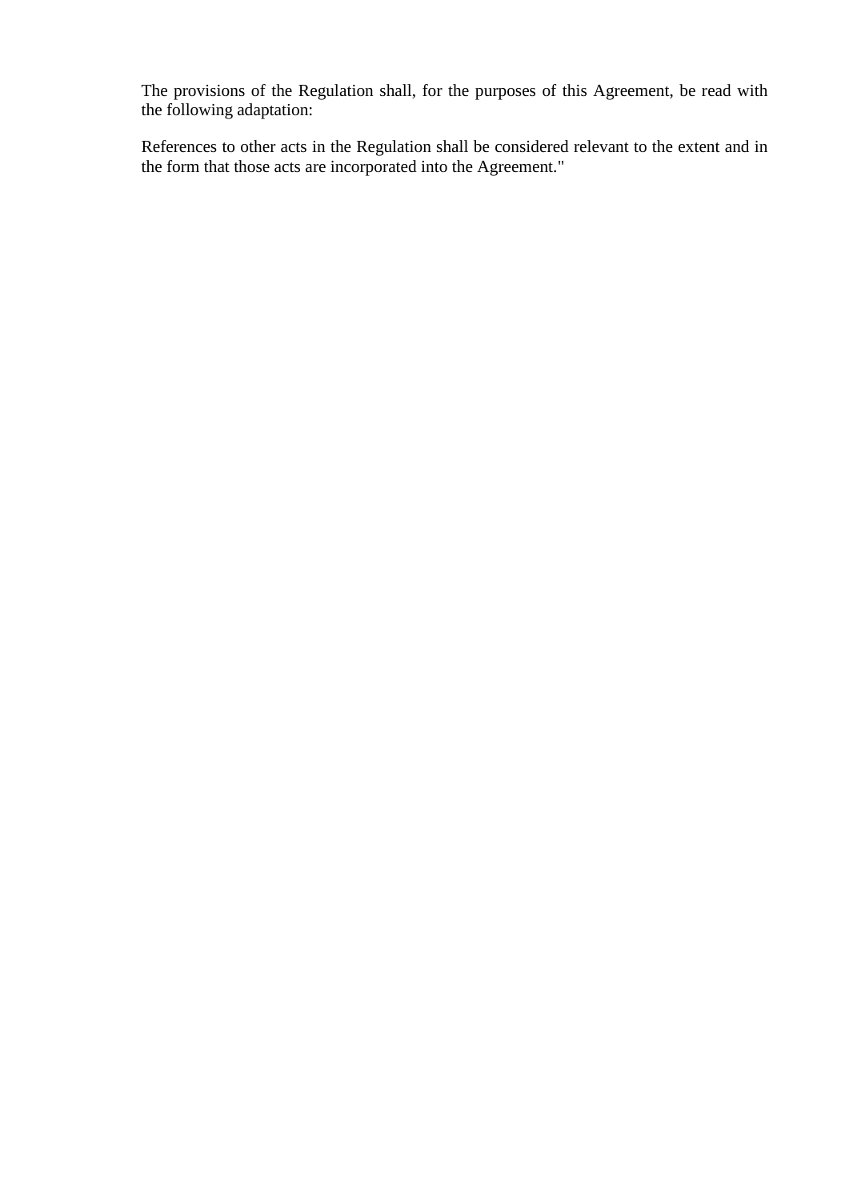The provisions of the Regulation shall, for the purposes of this Agreement, be read with the following adaptation:

References to other acts in the Regulation shall be considered relevant to the extent and in the form that those acts are incorporated into the Agreement."